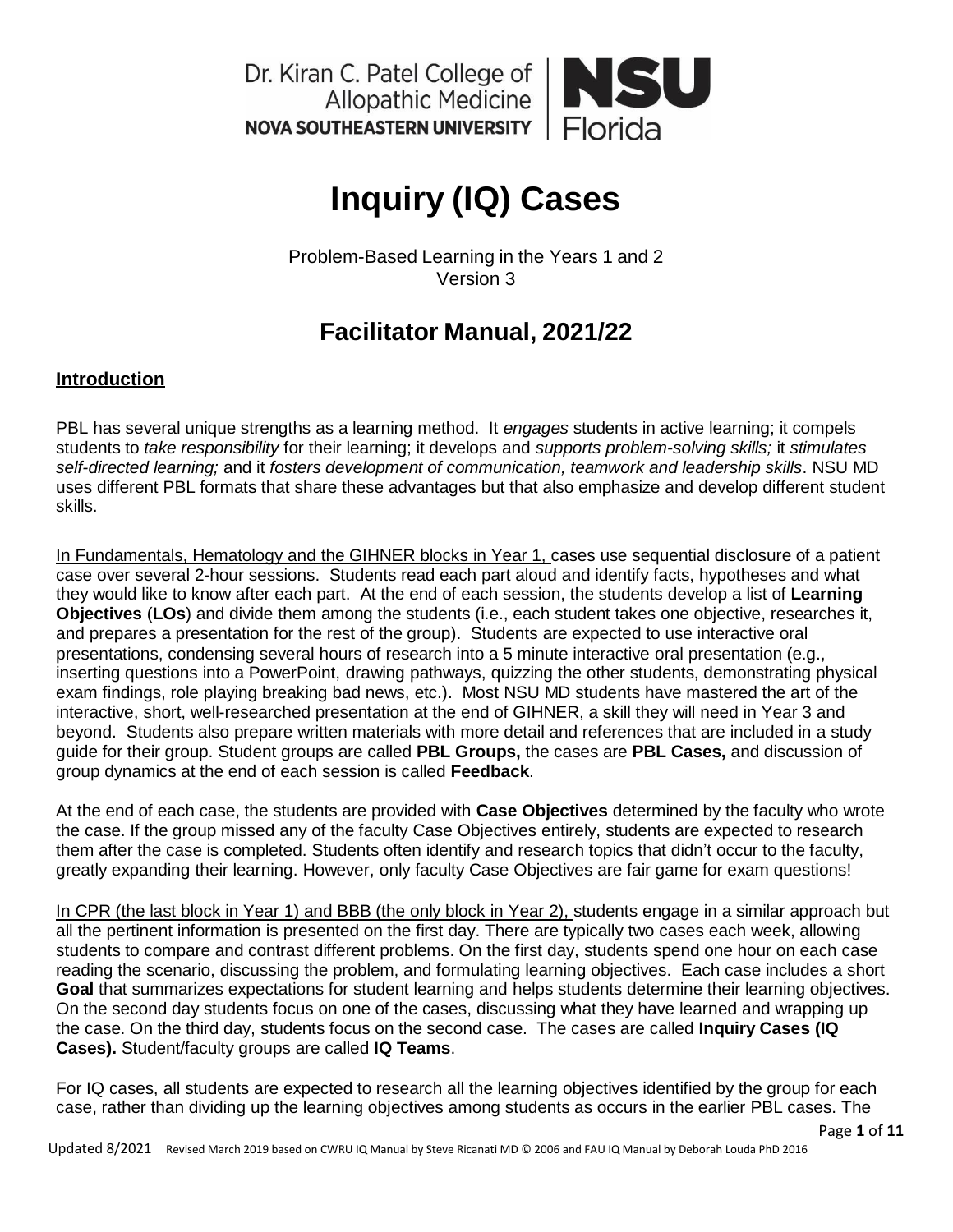Dr. Kiran C. Patel College of Allopathic Medicine
NOVA SOUTHEASTERN UNIVERSITY | NSU Florida

# Inquiry (IQ) Cases

Problem-Based Learning in the Years 1 and 2
Version 3

## Facilitator Manual, 2021/22

### Introduction

PBL has several unique strengths as a learning method. It *engages* students in active learning; it compels students to *take responsibility* for their learning; it develops and *supports problem-solving skills;* it *stimulates self-directed learning;* and it *fosters development of communication, teamwork and leadership skills*. NSU MD uses different PBL formats that share these advantages but that also emphasize and develop different student skills.

In Fundamentals, Hematology and the GIHNER blocks in Year 1, cases use sequential disclosure of a patient case over several 2-hour sessions. Students read each part aloud and identify facts, hypotheses and what they would like to know after each part. At the end of each session, the students develop a list of **Learning Objectives** (**LOs**) and divide them among the students (i.e., each student takes one objective, researches it, and prepares a presentation for the rest of the group). Students are expected to use interactive oral presentations, condensing several hours of research into a 5 minute interactive oral presentation (e.g., inserting questions into a PowerPoint, drawing pathways, quizzing the other students, demonstrating physical exam findings, role playing breaking bad news, etc.). Most NSU MD students have mastered the art of the interactive, short, well-researched presentation at the end of GIHNER, a skill they will need in Year 3 and beyond. Students also prepare written materials with more detail and references that are included in a study guide for their group. Student groups are called **PBL Groups,** the cases are **PBL Cases,** and discussion of group dynamics at the end of each session is called **Feedback**.

At the end of each case, the students are provided with **Case Objectives** determined by the faculty who wrote the case. If the group missed any of the faculty Case Objectives entirely, students are expected to research them after the case is completed. Students often identify and research topics that didn't occur to the faculty, greatly expanding their learning. However, only faculty Case Objectives are fair game for exam questions!

In CPR (the last block in Year 1) and BBB (the only block in Year 2), students engage in a similar approach but all the pertinent information is presented on the first day. There are typically two cases each week, allowing students to compare and contrast different problems. On the first day, students spend one hour on each case reading the scenario, discussing the problem, and formulating learning objectives. Each case includes a short **Goal** that summarizes expectations for student learning and helps students determine their learning objectives. On the second day students focus on one of the cases, discussing what they have learned and wrapping up the case. On the third day, students focus on the second case. The cases are called **Inquiry Cases (IQ Cases).** Student/faculty groups are called **IQ Teams**.

For IQ cases, all students are expected to research all the learning objectives identified by the group for each case, rather than dividing up the learning objectives among students as occurs in the earlier PBL cases. The

Updated 8/2021 Revised March 2019 based on CWRU IQ Manual by Steve Ricanati MD © 2006 and FAU IQ Manual by Deborah Louda PhD 2016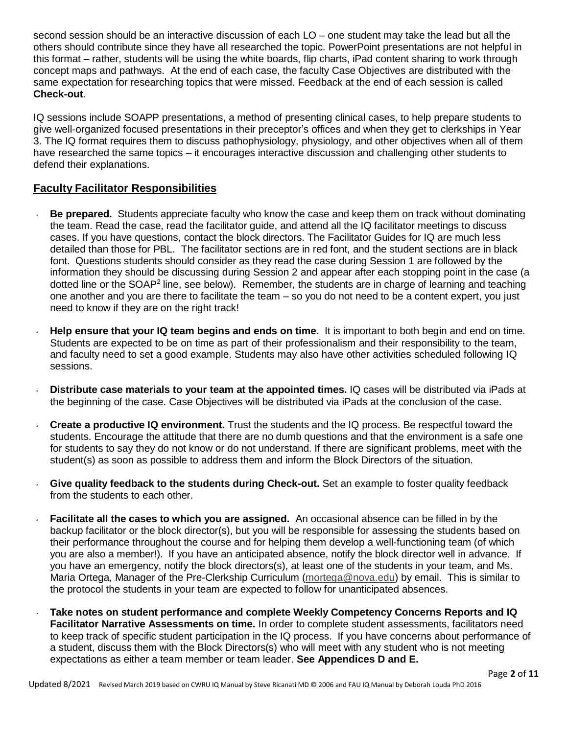second session should be an interactive discussion of each LO – one student may take the lead but all the others should contribute since they have all researched the topic. PowerPoint presentations are not helpful in this format – rather, students will be using the white boards, flip charts, iPad content sharing to work through concept maps and pathways. At the end of each case, the faculty Case Objectives are distributed with the same expectation for researching topics that were missed. Feedback at the end of each session is called **Check-out**.

IQ sessions include SOAPP presentations, a method of presenting clinical cases, to help prepare students to give well-organized focused presentations in their preceptor's offices and when they get to clerkships in Year 3. The IQ format requires them to discuss pathophysiology, physiology, and other objectives when all of them have researched the same topics – it encourages interactive discussion and challenging other students to defend their explanations.

## Faculty Facilitator Responsibilities

- **Be prepared.** Students appreciate faculty who know the case and keep them on track without dominating the team. Read the case, read the facilitator guide, and attend all the IQ facilitator meetings to discuss cases. If you have questions, contact the block directors. The Facilitator Guides for IQ are much less detailed than those for PBL. The facilitator sections are in red font, and the student sections are in black font. Questions students should consider as they read the case during Session 1 are followed by the information they should be discussing during Session 2 and appear after each stopping point in the case (a dotted line or the SOAP$^2$ line, see below). Remember, the students are in charge of learning and teaching one another and you are there to facilitate the team – so you do not need to be a content expert, you just need to know if they are on the right track!

- **Help ensure that your IQ team begins and ends on time.** It is important to both begin and end on time. Students are expected to be on time as part of their professionalism and their responsibility to the team, and faculty need to set a good example. Students may also have other activities scheduled following IQ sessions.

- **Distribute case materials to your team at the appointed times.** IQ cases will be distributed via iPads at the beginning of the case. Case Objectives will be distributed via iPads at the conclusion of the case.

- **Create a productive IQ environment.** Trust the students and the IQ process. Be respectful toward the students. Encourage the attitude that there are no dumb questions and that the environment is a safe one for students to say they do not know or do not understand. If there are significant problems, meet with the student(s) as soon as possible to address them and inform the Block Directors of the situation.

- **Give quality feedback to the students during Check-out.** Set an example to foster quality feedback from the students to each other.

- **Facilitate all the cases to which you are assigned.** An occasional absence can be filled in by the backup facilitator or the block director(s), but you will be responsible for assessing the students based on their performance throughout the course and for helping them develop a well-functioning team (of which you are also a member!). If you have an anticipated absence, notify the block director well in advance. If you have an emergency, notify the block directors(s), at least one of the students in your team, and Ms. Maria Ortega, Manager of the Pre-Clerkship Curriculum (mortega@nova.edu) by email. This is similar to the protocol the students in your team are expected to follow for unanticipated absences.

- **Take notes on student performance and complete Weekly Competency Concerns Reports and IQ Facilitator Narrative Assessments on time.** In order to complete student assessments, facilitators need to keep track of specific student participation in the IQ process. If you have concerns about performance of a student, discuss them with the Block Directors(s) who will meet with any student who is not meeting expectations as either a team member or team leader. **See Appendices D and E.**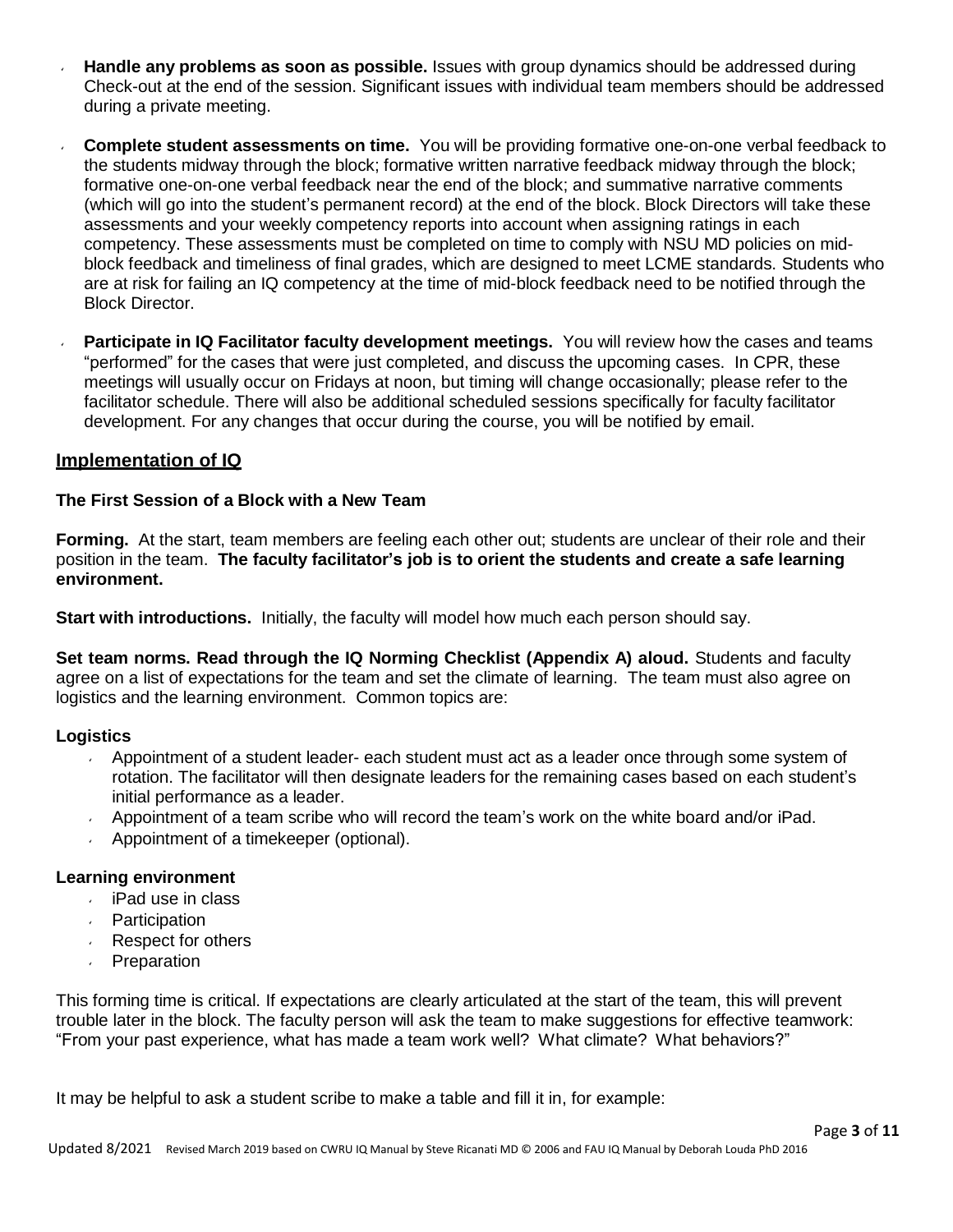- **Handle any problems as soon as possible.** Issues with group dynamics should be addressed during Check-out at the end of the session. Significant issues with individual team members should be addressed during a private meeting.
- **Complete student assessments on time.** You will be providing formative one-on-one verbal feedback to the students midway through the block; formative written narrative feedback midway through the block; formative one-on-one verbal feedback near the end of the block; and summative narrative comments (which will go into the student's permanent record) at the end of the block. Block Directors will take these assessments and your weekly competency reports into account when assigning ratings in each competency. These assessments must be completed on time to comply with NSU MD policies on mid-block feedback and timeliness of final grades, which are designed to meet LCME standards. Students who are at risk for failing an IQ competency at the time of mid-block feedback need to be notified through the Block Director.
- **Participate in IQ Facilitator faculty development meetings.** You will review how the cases and teams "performed" for the cases that were just completed, and discuss the upcoming cases. In CPR, these meetings will usually occur on Fridays at noon, but timing will change occasionally; please refer to the facilitator schedule. There will also be additional scheduled sessions specifically for faculty facilitator development. For any changes that occur during the course, you will be notified by email.

## Implementation of IQ

### The First Session of a Block with a New Team

**Forming.** At the start, team members are feeling each other out; students are unclear of their role and their position in the team. **The faculty facilitator's job is to orient the students and create a safe learning environment.**

**Start with introductions.** Initially, the faculty will model how much each person should say.

**Set team norms. Read through the IQ Norming Checklist (Appendix A) aloud.** Students and faculty agree on a list of expectations for the team and set the climate of learning. The team must also agree on logistics and the learning environment. Common topics are:

**Logistics**

- Appointment of a student leader- each student must act as a leader once through some system of rotation. The facilitator will then designate leaders for the remaining cases based on each student's initial performance as a leader.
- Appointment of a team scribe who will record the team's work on the white board and/or iPad.
- Appointment of a timekeeper (optional).

**Learning environment**

- iPad use in class
- Participation
- Respect for others
- Preparation

This forming time is critical. If expectations are clearly articulated at the start of the team, this will prevent trouble later in the block. The faculty person will ask the team to make suggestions for effective teamwork: "From your past experience, what has made a team work well? What climate? What behaviors?"

It may be helpful to ask a student scribe to make a table and fill it in, for example: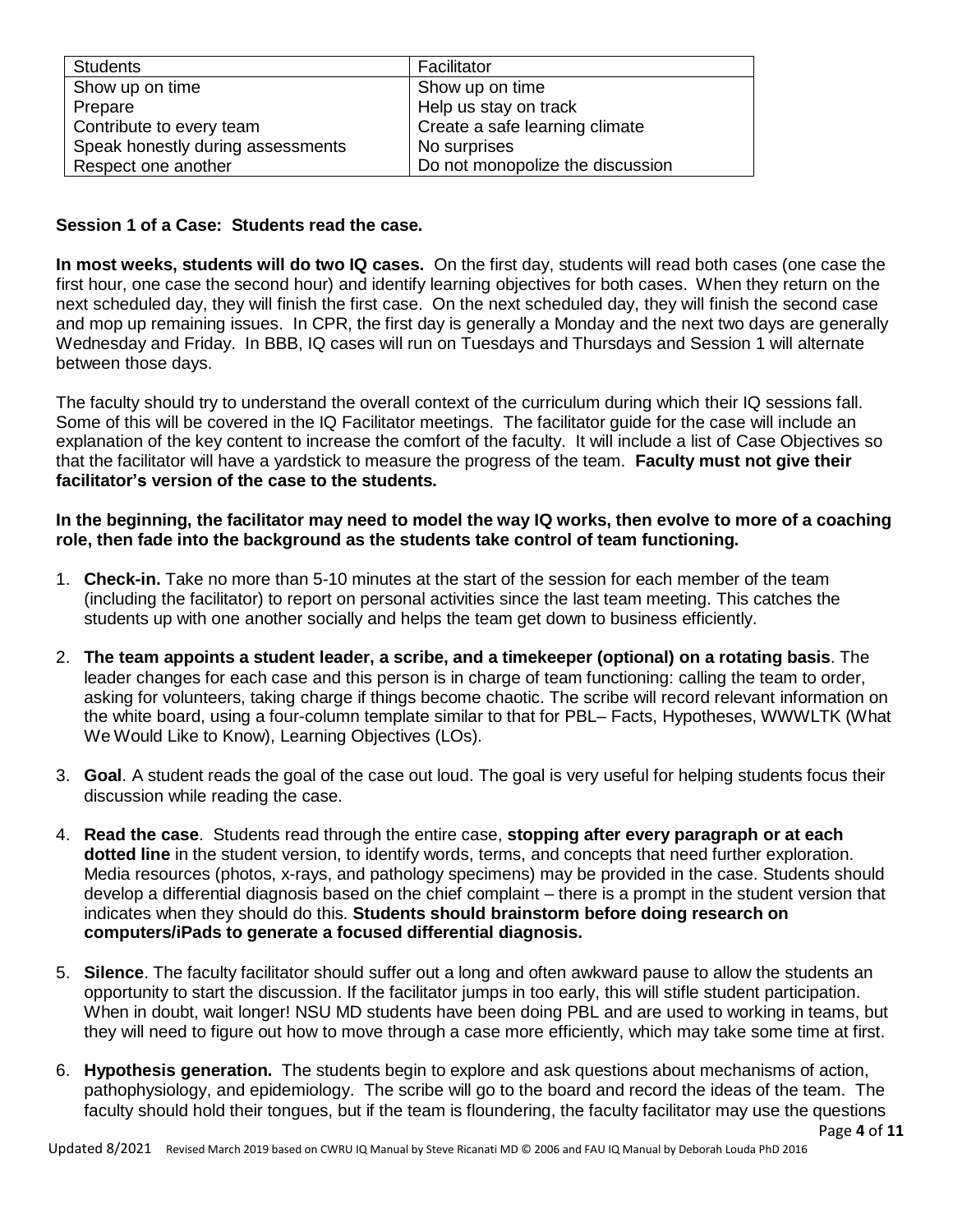| Students | Facilitator |
| --- | --- |
| Show up on time | Show up on time |
| Prepare | Help us stay on track |
| Contribute to every team | Create a safe learning climate |
| Speak honestly during assessments | No surprises |
| Respect one another | Do not monopolize the discussion |

**Session 1 of a Case: Students read the case.**

**In most weeks, students will do two IQ cases.** On the first day, students will read both cases (one case the first hour, one case the second hour) and identify learning objectives for both cases. When they return on the next scheduled day, they will finish the first case. On the next scheduled day, they will finish the second case and mop up remaining issues. In CPR, the first day is generally a Monday and the next two days are generally Wednesday and Friday. In BBB, IQ cases will run on Tuesdays and Thursdays and Session 1 will alternate between those days.

The faculty should try to understand the overall context of the curriculum during which their IQ sessions fall. Some of this will be covered in the IQ Facilitator meetings. The facilitator guide for the case will include an explanation of the key content to increase the comfort of the faculty. It will include a list of Case Objectives so that the facilitator will have a yardstick to measure the progress of the team. **Faculty must not give their facilitator's version of the case to the students.**

**In the beginning, the facilitator may need to model the way IQ works, then evolve to more of a coaching role, then fade into the background as the students take control of team functioning.**

1. **Check-in.** Take no more than 5-10 minutes at the start of the session for each member of the team (including the facilitator) to report on personal activities since the last team meeting. This catches the students up with one another socially and helps the team get down to business efficiently.
2. **The team appoints a student leader, a scribe, and a timekeeper (optional) on a rotating basis**. The leader changes for each case and this person is in charge of team functioning: calling the team to order, asking for volunteers, taking charge if things become chaotic. The scribe will record relevant information on the white board, using a four-column template similar to that for PBL– Facts, Hypotheses, WWWLTK (What We Would Like to Know), Learning Objectives (LOs).
3. **Goal**. A student reads the goal of the case out loud. The goal is very useful for helping students focus their discussion while reading the case.
4. **Read the case**. Students read through the entire case, **stopping after every paragraph or at each dotted line** in the student version, to identify words, terms, and concepts that need further exploration. Media resources (photos, x-rays, and pathology specimens) may be provided in the case. Students should develop a differential diagnosis based on the chief complaint – there is a prompt in the student version that indicates when they should do this. **Students should brainstorm before doing research on computers/iPads to generate a focused differential diagnosis.**
5. **Silence**. The faculty facilitator should suffer out a long and often awkward pause to allow the students an opportunity to start the discussion. If the facilitator jumps in too early, this will stifle student participation. When in doubt, wait longer! NSU MD students have been doing PBL and are used to working in teams, but they will need to figure out how to move through a case more efficiently, which may take some time at first.
6. **Hypothesis generation.** The students begin to explore and ask questions about mechanisms of action, pathophysiology, and epidemiology. The scribe will go to the board and record the ideas of the team. The faculty should hold their tongues, but if the team is floundering, the faculty facilitator may use the questions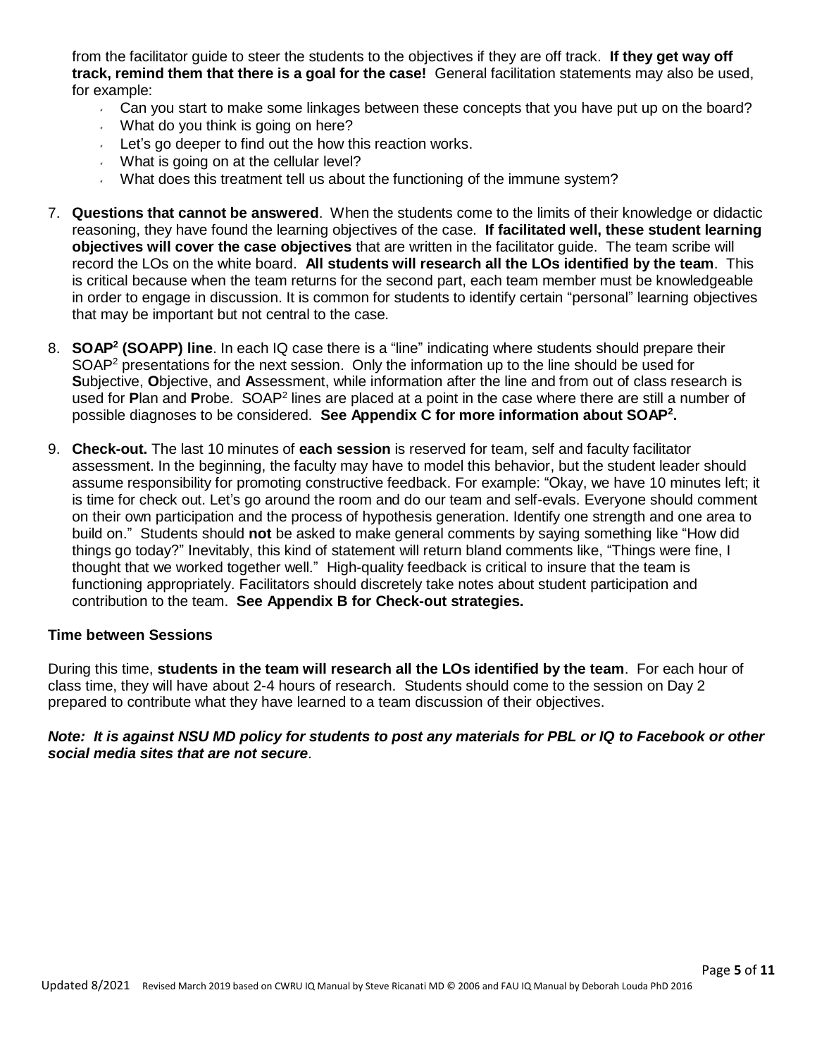from the facilitator guide to steer the students to the objectives if they are off track. **If they get way off track, remind them that there is a goal for the case!** General facilitation statements may also be used, for example:

- Can you start to make some linkages between these concepts that you have put up on the board?
- What do you think is going on here?
- Let's go deeper to find out the how this reaction works.
- What is going on at the cellular level?
- What does this treatment tell us about the functioning of the immune system?

7. **Questions that cannot be answered**. When the students come to the limits of their knowledge or didactic reasoning, they have found the learning objectives of the case. **If facilitated well, these student learning objectives will cover the case objectives** that are written in the facilitator guide. The team scribe will record the LOs on the white board. **All students will research all the LOs identified by the team**. This is critical because when the team returns for the second part, each team member must be knowledgeable in order to engage in discussion. It is common for students to identify certain "personal" learning objectives that may be important but not central to the case.

8. **SOAP$^2$ (SOAPP) line**. In each IQ case there is a "line" indicating where students should prepare their SOAP$^2$ presentations for the next session. Only the information up to the line should be used for **S**ubjective, **O**bjective, and **A**ssessment, while information after the line and from out of class research is used for **P**lan and **P**robe. SOAP$^2$ lines are placed at a point in the case where there are still a number of possible diagnoses to be considered. **See Appendix C for more information about SOAP$^2$.**

9. **Check-out.** The last 10 minutes of **each session** is reserved for team, self and faculty facilitator assessment. In the beginning, the faculty may have to model this behavior, but the student leader should assume responsibility for promoting constructive feedback. For example: "Okay, we have 10 minutes left; it is time for check out. Let's go around the room and do our team and self-evals. Everyone should comment on their own participation and the process of hypothesis generation. Identify one strength and one area to build on." Students should **not** be asked to make general comments by saying something like "How did things go today?" Inevitably, this kind of statement will return bland comments like, "Things were fine, I thought that we worked together well." High-quality feedback is critical to insure that the team is functioning appropriately. Facilitators should discretely take notes about student participation and contribution to the team. **See Appendix B for Check-out strategies.**

### Time between Sessions

During this time, **students in the team will research all the LOs identified by the team**. For each hour of class time, they will have about 2-4 hours of research. Students should come to the session on Day 2 prepared to contribute what they have learned to a team discussion of their objectives.

***Note: It is against NSU MD policy for students to post any materials for PBL or IQ to Facebook or other social media sites that are not secure***.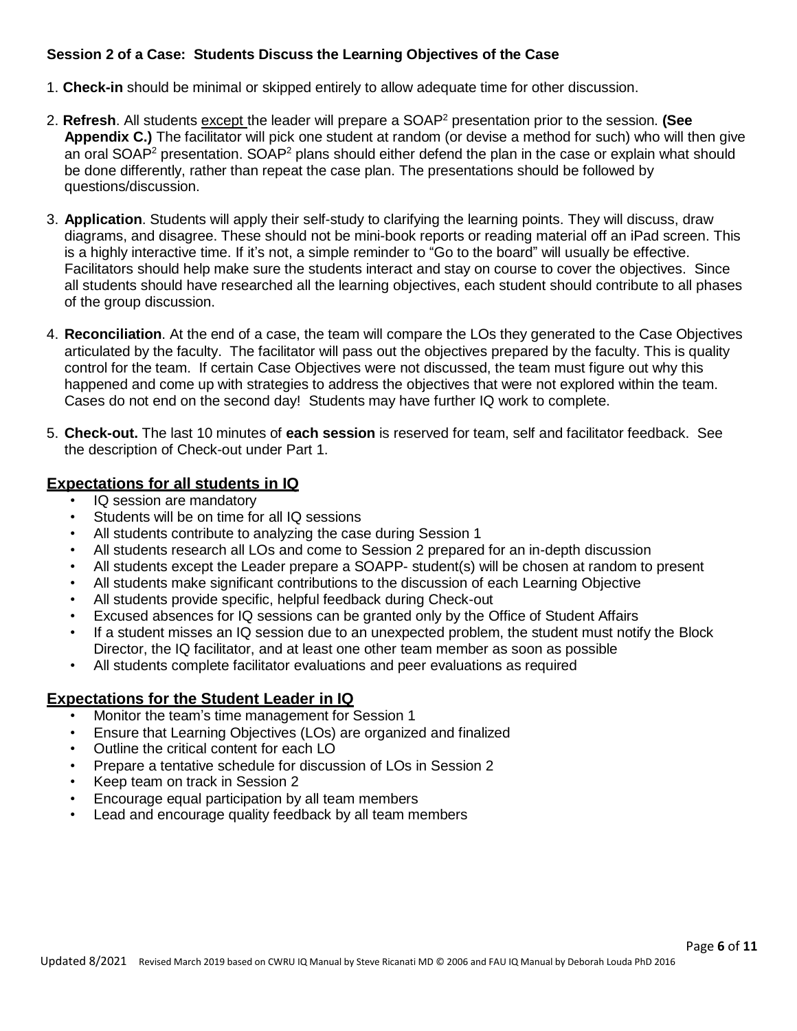**Session 2 of a Case: Students Discuss the Learning Objectives of the Case**

1. **Check-in** should be minimal or skipped entirely to allow adequate time for other discussion.

2. **Refresh**. All students except the leader will prepare a SOAP$^2$ presentation prior to the session. **(See Appendix C.)** The facilitator will pick one student at random (or devise a method for such) who will then give an oral SOAP$^2$ presentation. SOAP$^2$ plans should either defend the plan in the case or explain what should be done differently, rather than repeat the case plan. The presentations should be followed by questions/discussion.

3. **Application**. Students will apply their self-study to clarifying the learning points. They will discuss, draw diagrams, and disagree. These should not be mini-book reports or reading material off an iPad screen. This is a highly interactive time. If it's not, a simple reminder to "Go to the board" will usually be effective. Facilitators should help make sure the students interact and stay on course to cover the objectives. Since all students should have researched all the learning objectives, each student should contribute to all phases of the group discussion.

4. **Reconciliation**. At the end of a case, the team will compare the LOs they generated to the Case Objectives articulated by the faculty. The facilitator will pass out the objectives prepared by the faculty. This is quality control for the team. If certain Case Objectives were not discussed, the team must figure out why this happened and come up with strategies to address the objectives that were not explored within the team. Cases do not end on the second day! Students may have further IQ work to complete.

5. **Check-out.** The last 10 minutes of **each session** is reserved for team, self and facilitator feedback. See the description of Check-out under Part 1.

## Expectations for all students in IQ

- IQ session are mandatory
- Students will be on time for all IQ sessions
- All students contribute to analyzing the case during Session 1
- All students research all LOs and come to Session 2 prepared for an in-depth discussion
- All students except the Leader prepare a SOAPP- student(s) will be chosen at random to present
- All students make significant contributions to the discussion of each Learning Objective
- All students provide specific, helpful feedback during Check-out
- Excused absences for IQ sessions can be granted only by the Office of Student Affairs
- If a student misses an IQ session due to an unexpected problem, the student must notify the Block Director, the IQ facilitator, and at least one other team member as soon as possible
- All students complete facilitator evaluations and peer evaluations as required

## Expectations for the Student Leader in IQ

- Monitor the team's time management for Session 1
- Ensure that Learning Objectives (LOs) are organized and finalized
- Outline the critical content for each LO
- Prepare a tentative schedule for discussion of LOs in Session 2
- Keep team on track in Session 2
- Encourage equal participation by all team members
- Lead and encourage quality feedback by all team members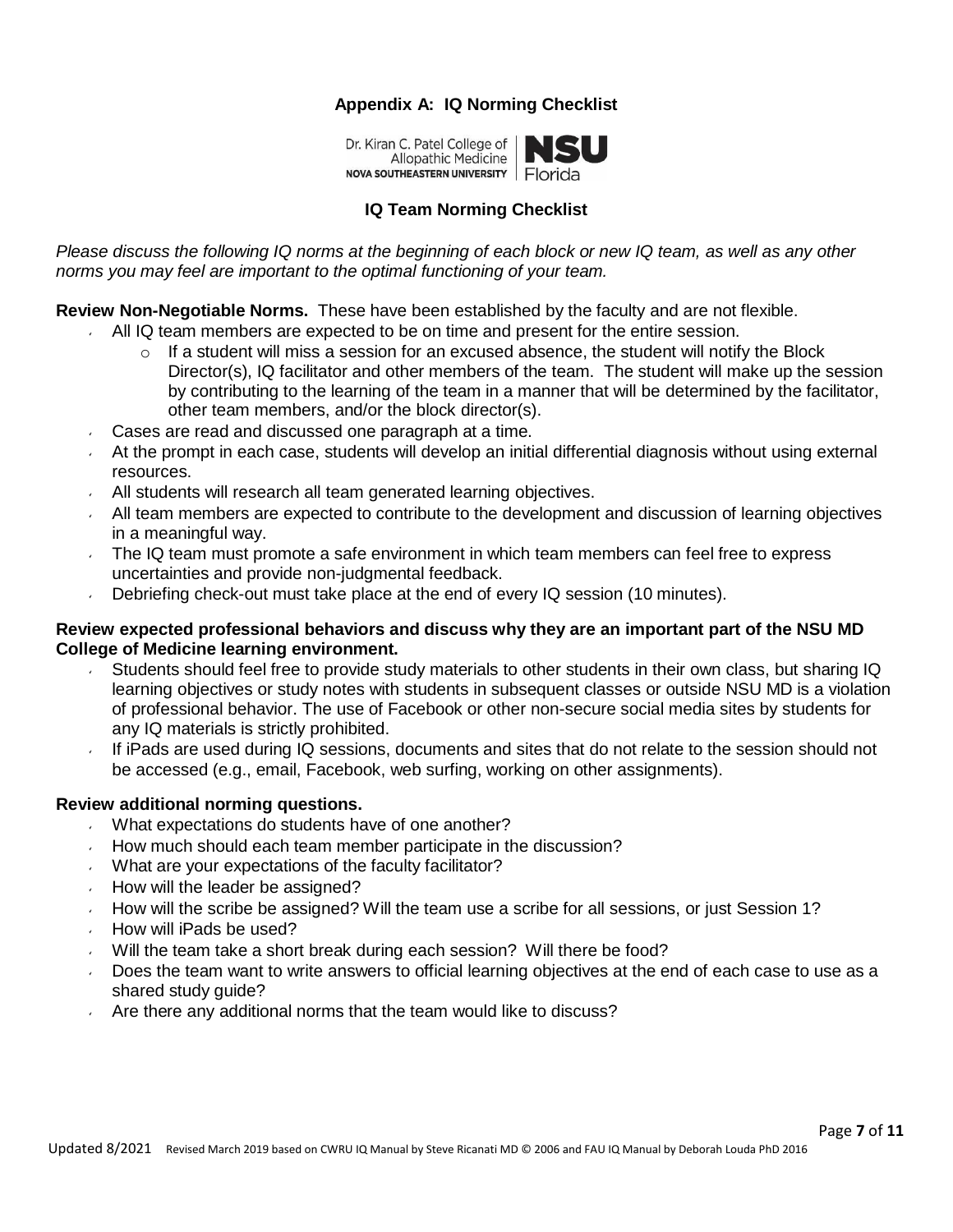# Appendix A: IQ Norming Checklist

Dr. Kiran C. Patel College of Allopathic Medicine
NOVA SOUTHEASTERN UNIVERSITY | NSU Florida

## IQ Team Norming Checklist

*Please discuss the following IQ norms at the beginning of each block or new IQ team, as well as any other norms you may feel are important to the optimal functioning of your team.*

**Review Non-Negotiable Norms.** These have been established by the faculty and are not flexible.

- All IQ team members are expected to be on time and present for the entire session.
  - If a student will miss a session for an excused absence, the student will notify the Block Director(s), IQ facilitator and other members of the team. The student will make up the session by contributing to the learning of the team in a manner that will be determined by the facilitator, other team members, and/or the block director(s).
- Cases are read and discussed one paragraph at a time.
- At the prompt in each case, students will develop an initial differential diagnosis without using external resources.
- All students will research all team generated learning objectives.
- All team members are expected to contribute to the development and discussion of learning objectives in a meaningful way.
- The IQ team must promote a safe environment in which team members can feel free to express uncertainties and provide non-judgmental feedback.
- Debriefing check-out must take place at the end of every IQ session (10 minutes).

**Review expected professional behaviors and discuss why they are an important part of the NSU MD College of Medicine learning environment.**

- Students should feel free to provide study materials to other students in their own class, but sharing IQ learning objectives or study notes with students in subsequent classes or outside NSU MD is a violation of professional behavior. The use of Facebook or other non-secure social media sites by students for any IQ materials is strictly prohibited.
- If iPads are used during IQ sessions, documents and sites that do not relate to the session should not be accessed (e.g., email, Facebook, web surfing, working on other assignments).

**Review additional norming questions.**

- What expectations do students have of one another?
- How much should each team member participate in the discussion?
- What are your expectations of the faculty facilitator?
- How will the leader be assigned?
- How will the scribe be assigned? Will the team use a scribe for all sessions, or just Session 1?
- How will iPads be used?
- Will the team take a short break during each session? Will there be food?
- Does the team want to write answers to official learning objectives at the end of each case to use as a shared study guide?
- Are there any additional norms that the team would like to discuss?

Updated 8/2021 Revised March 2019 based on CWRU IQ Manual by Steve Ricanati MD © 2006 and FAU IQ Manual by Deborah Louda PhD 2016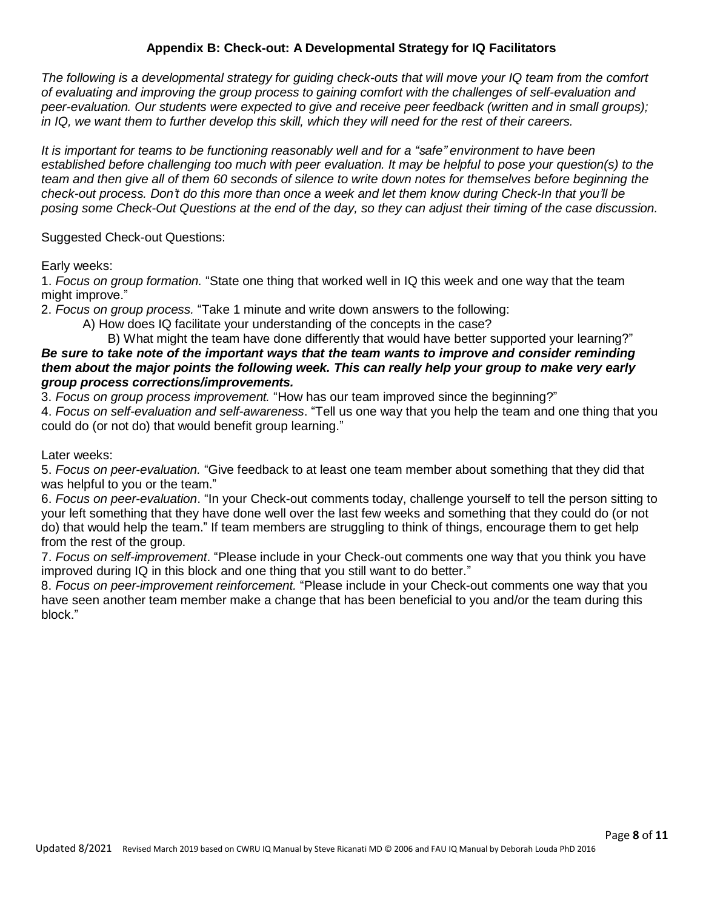### Appendix B: Check-out: A Developmental Strategy for IQ Facilitators

*The following is a developmental strategy for guiding check-outs that will move your IQ team from the comfort of evaluating and improving the group process to gaining comfort with the challenges of self-evaluation and peer-evaluation. Our students were expected to give and receive peer feedback (written and in small groups); in IQ, we want them to further develop this skill, which they will need for the rest of their careers.*

*It is important for teams to be functioning reasonably well and for a "safe" environment to have been established before challenging too much with peer evaluation. It may be helpful to pose your question(s) to the team and then give all of them 60 seconds of silence to write down notes for themselves before beginning the check-out process. Don't do this more than once a week and let them know during Check-In that you'll be posing some Check-Out Questions at the end of the day, so they can adjust their timing of the case discussion.*

Suggested Check-out Questions:

Early weeks:

1. *Focus on group formation.* "State one thing that worked well in IQ this week and one way that the team might improve."
2. *Focus on group process.* "Take 1 minute and write down answers to the following:
   A) How does IQ facilitate your understanding of the concepts in the case?
   B) What might the team have done differently that would have better supported your learning?"

***Be sure to take note of the important ways that the team wants to improve and consider reminding them about the major points the following week. This can really help your group to make very early group process corrections/improvements.***

3. *Focus on group process improvement.* "How has our team improved since the beginning?"
4. *Focus on self-evaluation and self-awareness*. "Tell us one way that you help the team and one thing that you could do (or not do) that would benefit group learning."

Later weeks:

5. *Focus on peer-evaluation.* "Give feedback to at least one team member about something that they did that was helpful to you or the team."
6. *Focus on peer-evaluation*. "In your Check-out comments today, challenge yourself to tell the person sitting to your left something that they have done well over the last few weeks and something that they could do (or not do) that would help the team." If team members are struggling to think of things, encourage them to get help from the rest of the group.
7. *Focus on self-improvement*. "Please include in your Check-out comments one way that you think you have improved during IQ in this block and one thing that you still want to do better."
8. *Focus on peer-improvement reinforcement.* "Please include in your Check-out comments one way that you have seen another team member make a change that has been beneficial to you and/or the team during this block."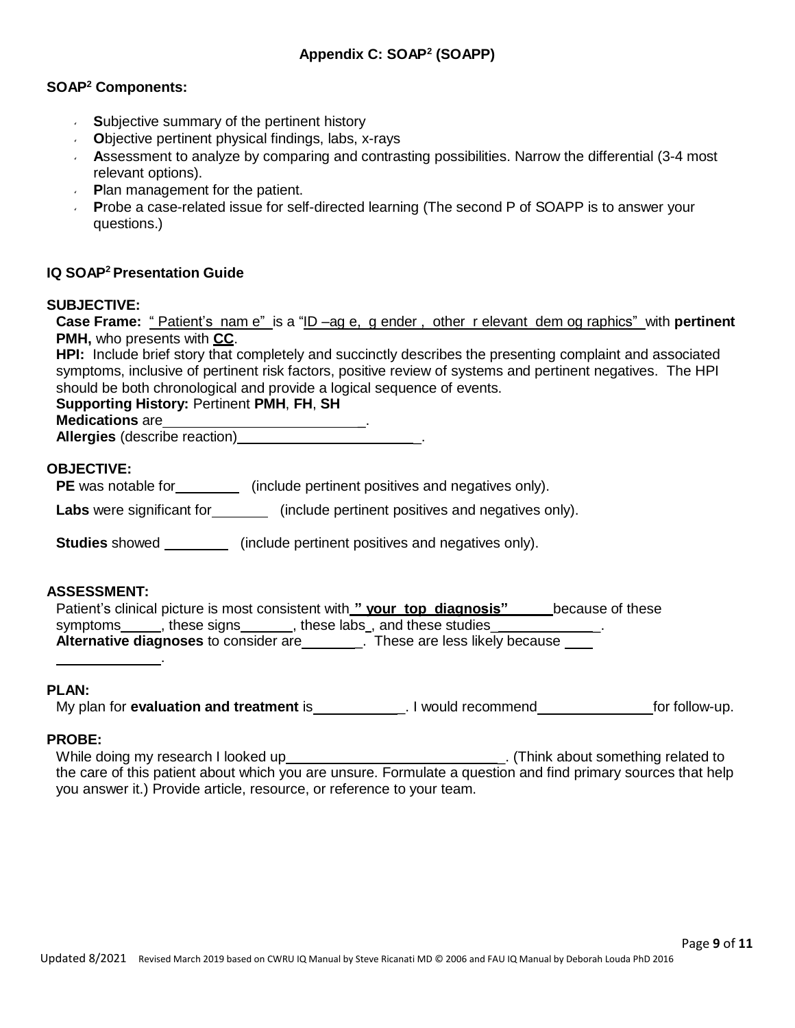# Appendix C: SOAP² (SOAPP)

**SOAP² Components:**

- **S**ubjective summary of the pertinent history
- **O**bjective pertinent physical findings, labs, x-rays
- **A**ssessment to analyze by comparing and contrasting possibilities. Narrow the differential (3-4 most relevant options).
- **P**lan management for the patient.
- **P**robe a case-related issue for self-directed learning (The second P of SOAPP is to answer your questions.)

## IQ SOAP² Presentation Guide

### SUBJECTIVE:

**Case Frame:** "Patient's name" is a "ID –age, gender, other relevant demographics" with **pertinent PMH,** who presents with **CC**.

**HPI:** Include brief story that completely and succinctly describes the presenting complaint and associated symptoms, inclusive of pertinent risk factors, positive review of systems and pertinent negatives. The HPI should be both chronological and provide a logical sequence of events.

**Supporting History:** Pertinent **PMH**, **FH**, **SH**

**Medications** are\_\_\_\_\_\_\_\_\_\_\_\_\_\_\_\_\_\_\_\_\_\_\_\_\_\_\_.

**Allergies** (describe reaction)\_\_\_\_\_\_\_\_\_\_\_\_\_\_\_\_\_\_\_\_\_\_\_\_.

### OBJECTIVE:

**PE** was notable for\_\_\_\_\_\_\_\_ (include pertinent positives and negatives only).

**Labs** were significant for\_\_\_\_\_\_\_ (include pertinent positives and negatives only).

**Studies** showed \_\_\_\_\_\_\_\_ (include pertinent positives and negatives only).

### ASSESSMENT:

Patient's clinical picture is most consistent with **" your top diagnosis"** \_\_\_\_\_\_because of these symptoms\_\_\_\_\_, these signs\_\_\_\_\_\_\_, these labs\_, and these studies\_\_\_\_\_\_\_\_\_\_\_\_\_\_.

**Alternative diagnoses** to consider are\_\_\_\_\_\_\_\_. These are less likely because \_\_\_\_ \_\_\_\_\_\_\_\_\_\_\_\_\_.

### PLAN:

My plan for **evaluation and treatment** is\_\_\_\_\_\_\_\_\_\_\_. I would recommend\_\_\_\_\_\_\_\_\_\_\_\_\_\_\_for follow-up.

### PROBE:

While doing my research I looked up\_\_\_\_\_\_\_\_\_\_\_\_\_\_\_\_\_\_\_\_\_\_\_\_\_\_\_\_. (Think about something related to the care of this patient about which you are unsure. Formulate a question and find primary sources that help you answer it.) Provide article, resource, or reference to your team.

Updated 8/2021 Revised March 2019 based on CWRU IQ Manual by Steve Ricanati MD © 2006 and FAU IQ Manual by Deborah Louda PhD 2016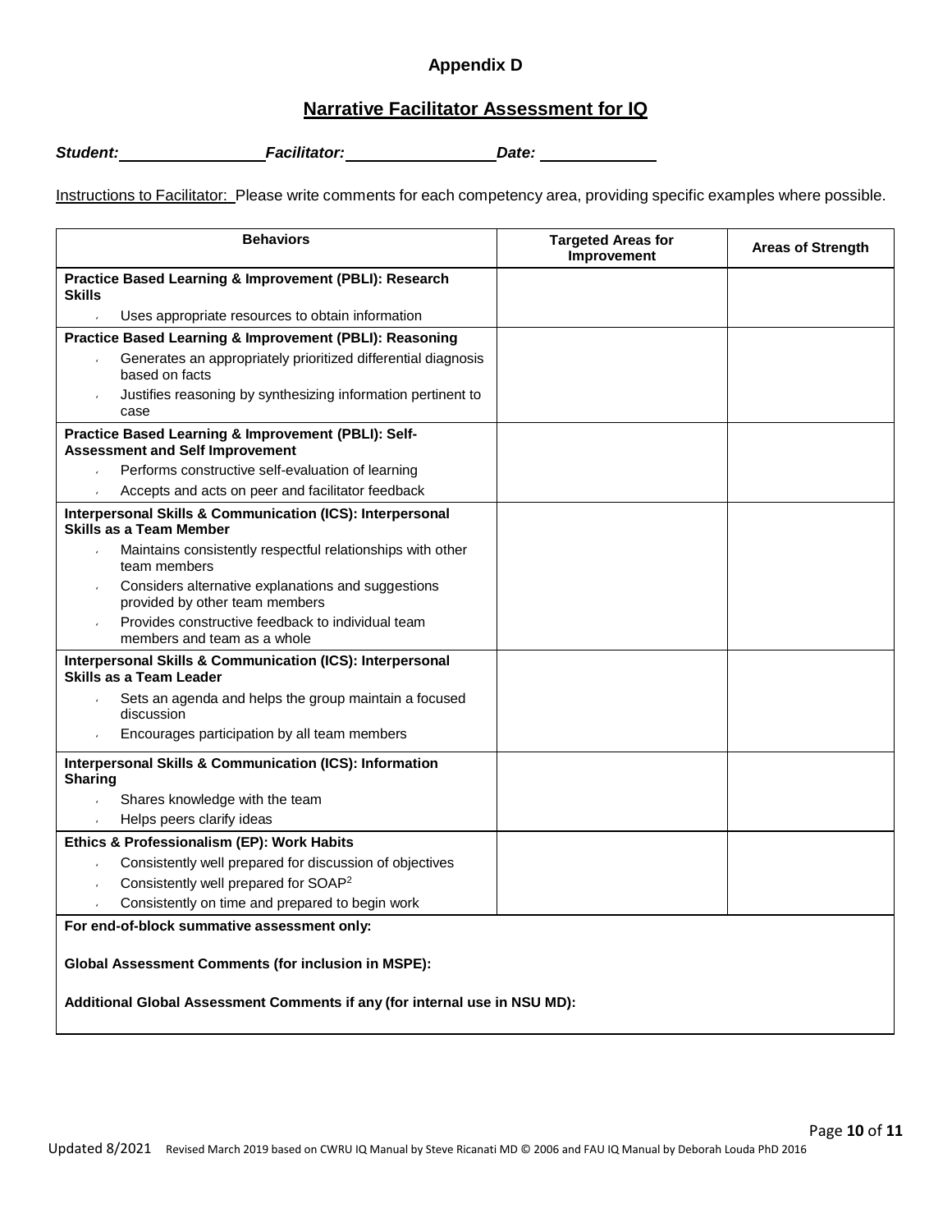## Appendix D

## Narrative Facilitator Assessment for IQ

***Student:*** ________________ ***Facilitator:*** ________________ ***Date:*** ____________

Instructions to Facilitator: Please write comments for each competency area, providing specific examples where possible.

| Behaviors | Targeted Areas for Improvement | Areas of Strength |
|---|---|---|
| **Practice Based Learning & Improvement (PBLI): Research Skills**<br>• Uses appropriate resources to obtain information | | |
| **Practice Based Learning & Improvement (PBLI): Reasoning**<br>• Generates an appropriately prioritized differential diagnosis based on facts<br>• Justifies reasoning by synthesizing information pertinent to case | | |
| **Practice Based Learning & Improvement (PBLI): Self-Assessment and Self Improvement**<br>• Performs constructive self-evaluation of learning<br>• Accepts and acts on peer and facilitator feedback | | |
| **Interpersonal Skills & Communication (ICS): Interpersonal Skills as a Team Member**<br>• Maintains consistently respectful relationships with other team members<br>• Considers alternative explanations and suggestions provided by other team members<br>• Provides constructive feedback to individual team members and team as a whole | | |
| **Interpersonal Skills & Communication (ICS): Interpersonal Skills as a Team Leader**<br>• Sets an agenda and helps the group maintain a focused discussion<br>• Encourages participation by all team members | | |
| **Interpersonal Skills & Communication (ICS): Information Sharing**<br>• Shares knowledge with the team<br>• Helps peers clarify ideas | | |
| **Ethics & Professionalism (EP): Work Habits**<br>• Consistently well prepared for discussion of objectives<br>• Consistently well prepared for SOAP[2]<br>• Consistently on time and prepared to begin work | | |
| **For end-of-block summative assessment only:**<br><br>**Global Assessment Comments (for inclusion in MSPE):**<br><br>**Additional Global Assessment Comments if any (for internal use in NSU MD):** | | |

Updated 8/2021 Revised March 2019 based on CWRU IQ Manual by Steve Ricanati MD © 2006 and FAU IQ Manual by Deborah Louda PhD 2016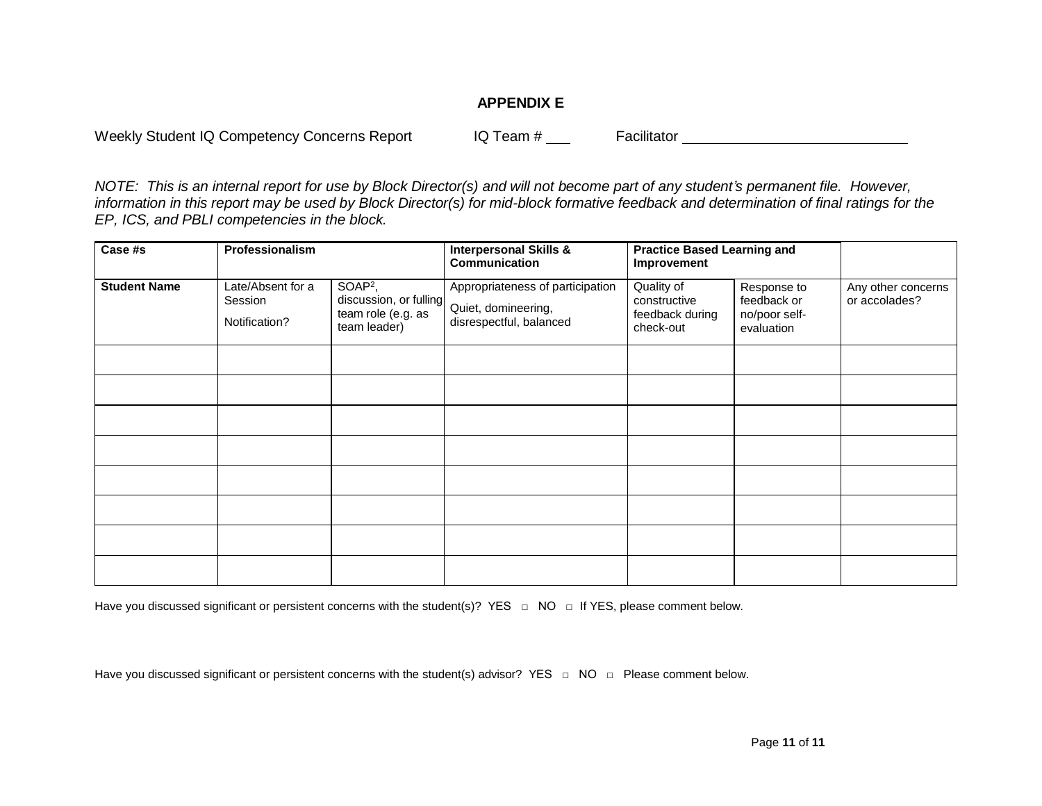## APPENDIX E

Weekly Student IQ Competency Concerns Report IQ Team # ___ Facilitator ____________________________

*NOTE: This is an internal report for use by Block Director(s) and will not become part of any student's permanent file. However, information in this report may be used by Block Director(s) for mid-block formative feedback and determination of final ratings for the EP, ICS, and PBLI competencies in the block.*

| **Case #s** | **Professionalism** | | **Interpersonal Skills & Communication** | **Practice Based Learning and Improvement** | | |
|---|---|---|---|---|---|---|
| **Student Name** | Late/Absent for a Session<br>Notification? | SOAP[2], discussion, or fulling team role (e.g. as team leader) | Appropriateness of participation<br>Quiet, domineering, disrespectful, balanced | Quality of constructive feedback during check-out | Response to feedback or no/poor self-evaluation | Any other concerns or accolades? |
| | | | | | | |
| | | | | | | |
| | | | | | | |
| | | | | | | |
| | | | | | | |
| | | | | | | |
| | | | | | | |
| | | | | | | |

Have you discussed significant or persistent concerns with the student(s)? YES □ NO □ If YES, please comment below.

Have you discussed significant or persistent concerns with the student(s) advisor? YES □ NO □ Please comment below.